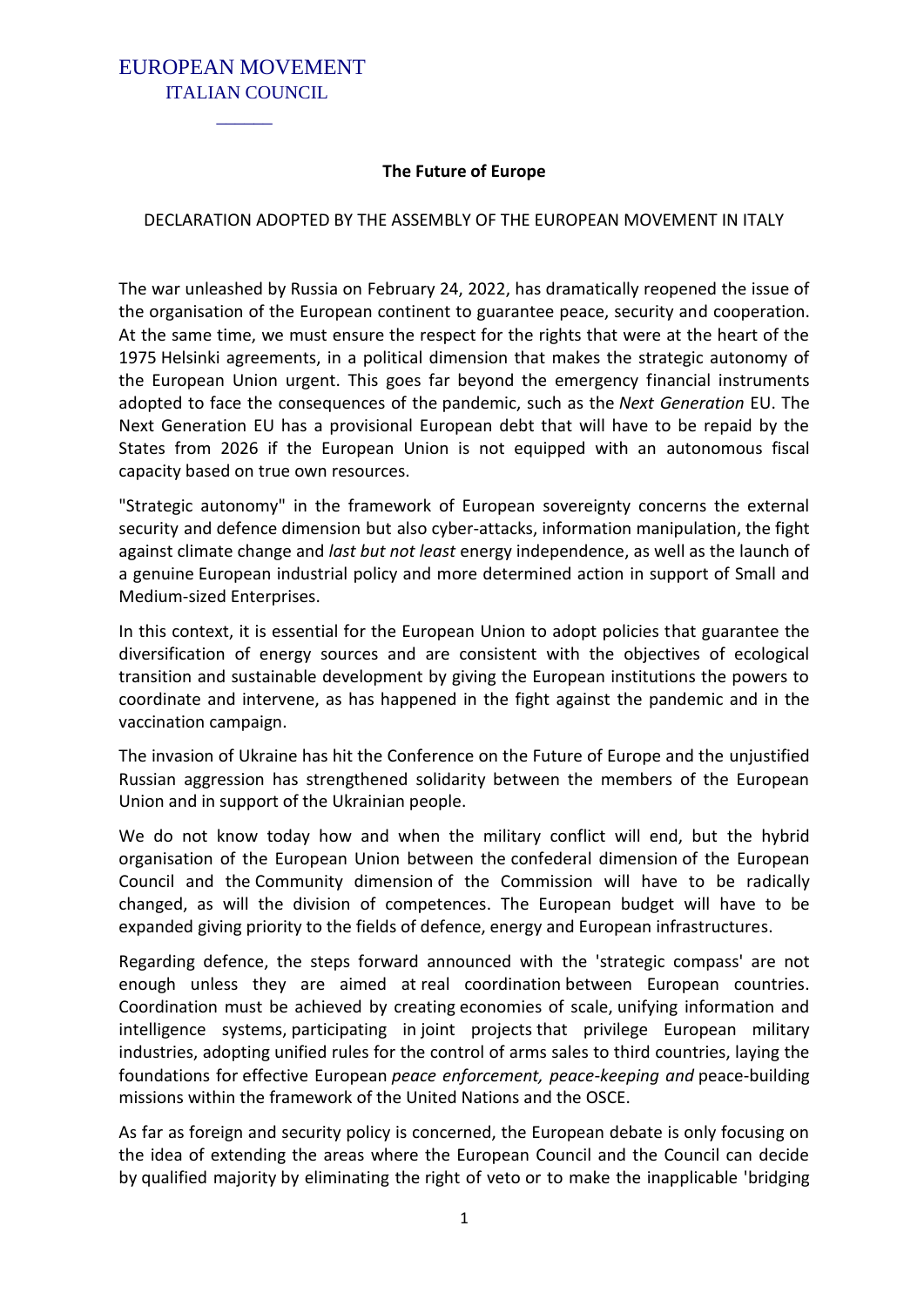EUROPEAN MOVEMENT

ITALIAN COUNCIL

______

**The Future of Europe**

DECLARATION ADOPTED BY THE ASSEMBLY OF THE EUROPEAN MOVEMENT IN ITALY

The war unleashed by Russia on February 24, 2022, has dramatically reopened the issue of the organisation of the European continent to guarantee peace, security and cooperation. At the same time, we must ensure the respect for the rights that were at the heart of the 1975 Helsinki agreements, in a political dimension that makes the strategic autonomy of the European Union urgent. This goes far beyond the emergency financial instruments adopted to face the consequences of the pandemic, such as the *Next Generation* EU. The Next Generation EU has a provisional European debt that will have to be repaid by the States from 2026 if the European Union is not equipped with an autonomous fiscal capacity based on true own resources.

"Strategic autonomy" in the framework of European sovereignty concerns the external security and defence dimension but also cyber-attacks, information manipulation, the fight against climate change and *last but not least* energy independence, as well as the launch of a genuine European industrial policy and more determined action in support of Small and Medium-sized Enterprises.

In this context, it is essential for the European Union to adopt policies that guarantee the diversification of energy sources and are consistent with the objectives of ecological transition and sustainable development by giving the European institutions the powers to coordinate and intervene, as has happened in the fight against the pandemic and in the vaccination campaign.

The invasion of Ukraine has hit the Conference on the Future of Europe and the unjustified Russian aggression has strengthened solidarity between the members of the European Union and in support of the Ukrainian people.

We do not know today how and when the military conflict will end, but the hybrid organisation of the European Union between the confederal dimension of the European Council and the Community dimension of the Commission will have to be radically changed, as will the division of competences. The European budget will have to be expanded giving priority to the fields of defence, energy and European infrastructures.

Regarding defence, the steps forward announced with the 'strategic compass' are not enough unless they are aimed at real coordination between European countries. Coordination must be achieved by creating economies of scale, unifying information and intelligence systems, participating in joint projects that privilege European military industries, adopting unified rules for the control of arms sales to third countries, laying the foundations for effective European *peace enforcement, peace-keeping and* peace-building missions within the framework of the United Nations and the OSCE.

As far as foreign and security policy is concerned, the European debate is only focusing on the idea of extending the areas where the European Council and the Council can decide by qualified majority by eliminating the right of veto or to make the inapplicable 'bridging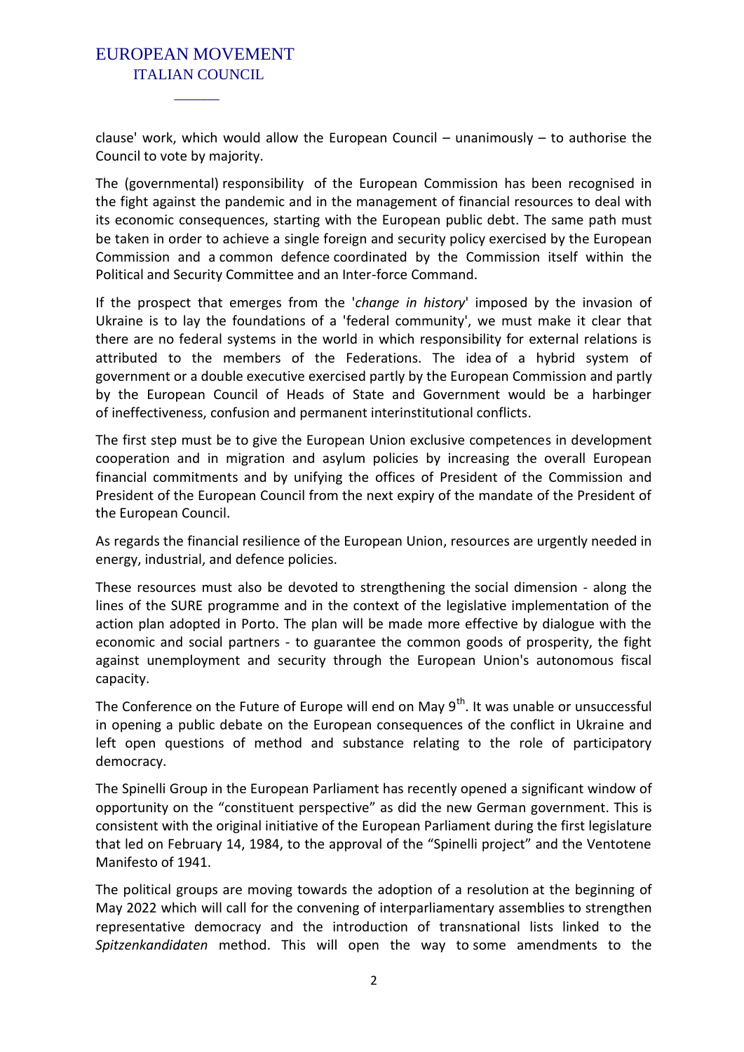clause' work, which would allow the European Council – unanimously – to authorise the Council to vote by majority.

The (governmental) responsibility of the European Commission has been recognised in the fight against the pandemic and in the management of financial resources to deal with its economic consequences, starting with the European public debt. The same path must be taken in order to achieve a single foreign and security policy exercised by the European Commission and a common defence coordinated by the Commission itself within the Political and Security Committee and an Inter-force Command.

If the prospect that emerges from the '*change in history*' imposed by the invasion of Ukraine is to lay the foundations of a 'federal community', we must make it clear that there are no federal systems in the world in which responsibility for external relations is attributed to the members of the Federations. The idea of a hybrid system of government or a double executive exercised partly by the European Commission and partly by the European Council of Heads of State and Government would be a harbinger of ineffectiveness, confusion and permanent interinstitutional conflicts.

The first step must be to give the European Union exclusive competences in development cooperation and in migration and asylum policies by increasing the overall European financial commitments and by unifying the offices of President of the Commission and President of the European Council from the next expiry of the mandate of the President of the European Council.

As regards the financial resilience of the European Union, resources are urgently needed in energy, industrial, and defence policies.

These resources must also be devoted to strengthening the social dimension - along the lines of the SURE programme and in the context of the legislative implementation of the action plan adopted in Porto. The plan will be made more effective by dialogue with the economic and social partners - to guarantee the common goods of prosperity, the fight against unemployment and security through the European Union's autonomous fiscal capacity.

The Conference on the Future of Europe will end on May 9th. It was unable or unsuccessful in opening a public debate on the European consequences of the conflict in Ukraine and left open questions of method and substance relating to the role of participatory democracy.

The Spinelli Group in the European Parliament has recently opened a significant window of opportunity on the "constituent perspective" as did the new German government. This is consistent with the original initiative of the European Parliament during the first legislature that led on February 14, 1984, to the approval of the "Spinelli project" and the Ventotene Manifesto of 1941.

The political groups are moving towards the adoption of a resolution at the beginning of May 2022 which will call for the convening of interparliamentary assemblies to strengthen representative democracy and the introduction of transnational lists linked to the *Spitzenkandidaten* method. This will open the way to some amendments to the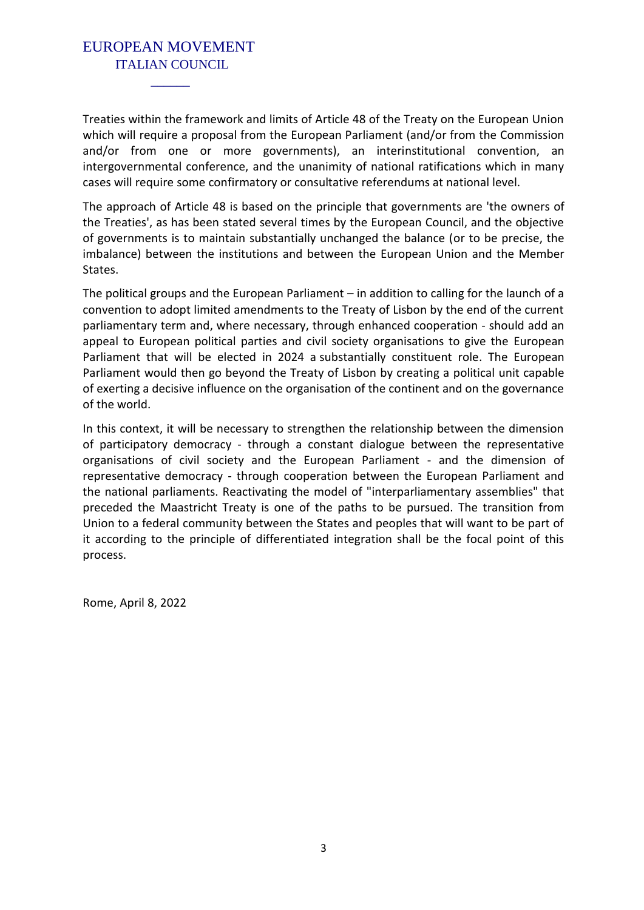Treaties within the framework and limits of Article 48 of the Treaty on the European Union which will require a proposal from the European Parliament (and/or from the Commission and/or from one or more governments), an interinstitutional convention, an intergovernmental conference, and the unanimity of national ratifications which in many cases will require some confirmatory or consultative referendums at national level.

The approach of Article 48 is based on the principle that governments are 'the owners of the Treaties', as has been stated several times by the European Council, and the objective of governments is to maintain substantially unchanged the balance (or to be precise, the imbalance) between the institutions and between the European Union and the Member States.

The political groups and the European Parliament – in addition to calling for the launch of a convention to adopt limited amendments to the Treaty of Lisbon by the end of the current parliamentary term and, where necessary, through enhanced cooperation - should add an appeal to European political parties and civil society organisations to give the European Parliament that will be elected in 2024 a substantially constituent role. The European Parliament would then go beyond the Treaty of Lisbon by creating a political unit capable of exerting a decisive influence on the organisation of the continent and on the governance of the world.

In this context, it will be necessary to strengthen the relationship between the dimension of participatory democracy - through a constant dialogue between the representative organisations of civil society and the European Parliament - and the dimension of representative democracy - through cooperation between the European Parliament and the national parliaments. Reactivating the model of "interparliamentary assemblies" that preceded the Maastricht Treaty is one of the paths to be pursued. The transition from Union to a federal community between the States and peoples that will want to be part of it according to the principle of differentiated integration shall be the focal point of this process.

Rome, April 8, 2022